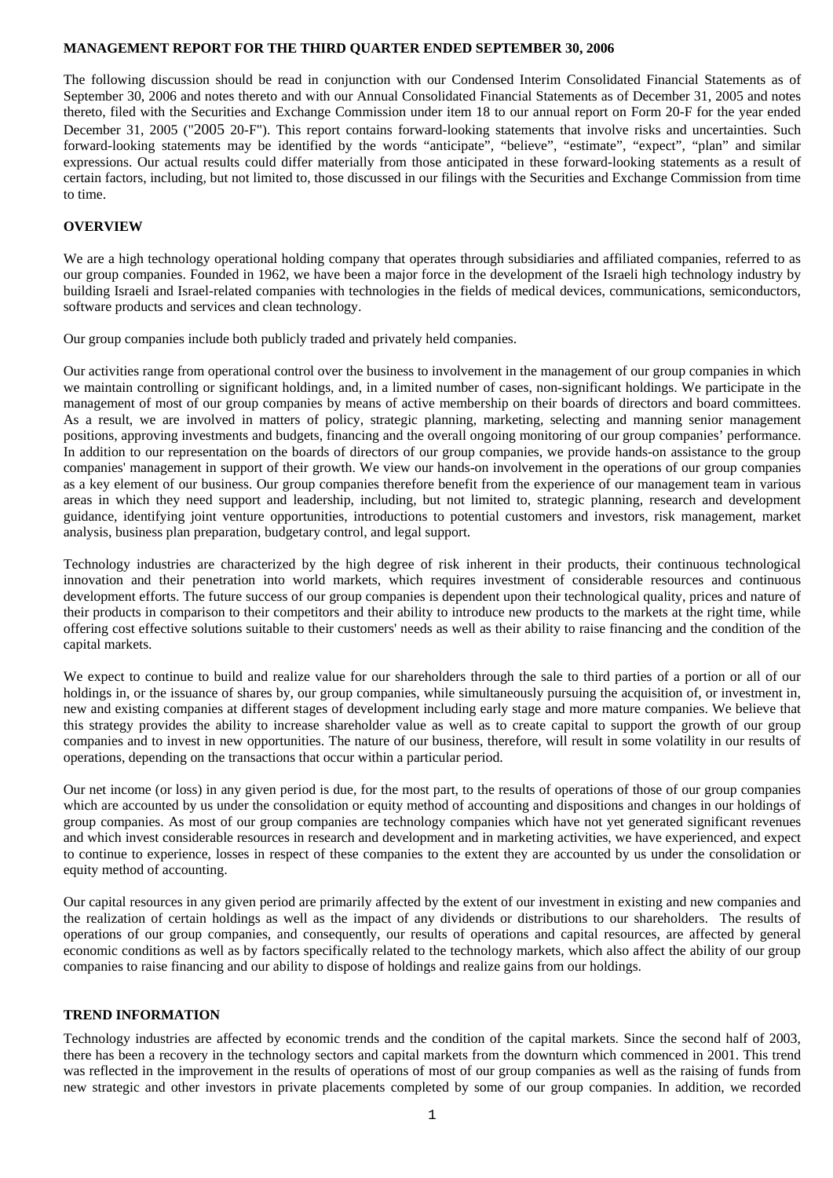**MANAGEMENT REPORT FOR THE THIRD QUARTER ENDED SEPTEMBER 30, 2006**

The following discussion should be read in conjunction with our Condensed Interim Consolidated Financial Statements as of September 30, 2006 and notes thereto and with our Annual Consolidated Financial Statements as of December 31, 2005 and notes thereto, filed with the Securities and Exchange Commission under item 18 to our annual report on Form 20-F for the year ended December 31, 2005 ("2005 20-F"). This report contains forward-looking statements that involve risks and uncertainties. Such forward-looking statements may be identified by the words "anticipate", "believe", "estimate", "expect", "plan" and similar expressions. Our actual results could differ materially from those anticipated in these forward-looking statements as a result of certain factors, including, but not limited to, those discussed in our filings with the Securities and Exchange Commission from time to time.

## OVERVIEW

We are a high technology operational holding company that operates through subsidiaries and affiliated companies, referred to as our group companies. Founded in 1962, we have been a major force in the development of the Israeli high technology industry by building Israeli and Israel-related companies with technologies in the fields of medical devices, communications, semiconductors, software products and services and clean technology.

Our group companies include both publicly traded and privately held companies.

Our activities range from operational control over the business to involvement in the management of our group companies in which we maintain controlling or significant holdings, and, in a limited number of cases, non-significant holdings. We participate in the management of most of our group companies by means of active membership on their boards of directors and board committees. As a result, we are involved in matters of policy, strategic planning, marketing, selecting and manning senior management positions, approving investments and budgets, financing and the overall ongoing monitoring of our group companies' performance. In addition to our representation on the boards of directors of our group companies, we provide hands-on assistance to the group companies' management in support of their growth. We view our hands-on involvement in the operations of our group companies as a key element of our business. Our group companies therefore benefit from the experience of our management team in various areas in which they need support and leadership, including, but not limited to, strategic planning, research and development guidance, identifying joint venture opportunities, introductions to potential customers and investors, risk management, market analysis, business plan preparation, budgetary control, and legal support.

Technology industries are characterized by the high degree of risk inherent in their products, their continuous technological innovation and their penetration into world markets, which requires investment of considerable resources and continuous development efforts. The future success of our group companies is dependent upon their technological quality, prices and nature of their products in comparison to their competitors and their ability to introduce new products to the markets at the right time, while offering cost effective solutions suitable to their customers' needs as well as their ability to raise financing and the condition of the capital markets.

We expect to continue to build and realize value for our shareholders through the sale to third parties of a portion or all of our holdings in, or the issuance of shares by, our group companies, while simultaneously pursuing the acquisition of, or investment in, new and existing companies at different stages of development including early stage and more mature companies. We believe that this strategy provides the ability to increase shareholder value as well as to create capital to support the growth of our group companies and to invest in new opportunities. The nature of our business, therefore, will result in some volatility in our results of operations, depending on the transactions that occur within a particular period.

Our net income (or loss) in any given period is due, for the most part, to the results of operations of those of our group companies which are accounted by us under the consolidation or equity method of accounting and dispositions and changes in our holdings of group companies. As most of our group companies are technology companies which have not yet generated significant revenues and which invest considerable resources in research and development and in marketing activities, we have experienced, and expect to continue to experience, losses in respect of these companies to the extent they are accounted by us under the consolidation or equity method of accounting.

Our capital resources in any given period are primarily affected by the extent of our investment in existing and new companies and the realization of certain holdings as well as the impact of any dividends or distributions to our shareholders. The results of operations of our group companies, and consequently, our results of operations and capital resources, are affected by general economic conditions as well as by factors specifically related to the technology markets, which also affect the ability of our group companies to raise financing and our ability to dispose of holdings and realize gains from our holdings.

## TREND INFORMATION

Technology industries are affected by economic trends and the condition of the capital markets. Since the second half of 2003, there has been a recovery in the technology sectors and capital markets from the downturn which commenced in 2001. This trend was reflected in the improvement in the results of operations of most of our group companies as well as the raising of funds from new strategic and other investors in private placements completed by some of our group companies. In addition, we recorded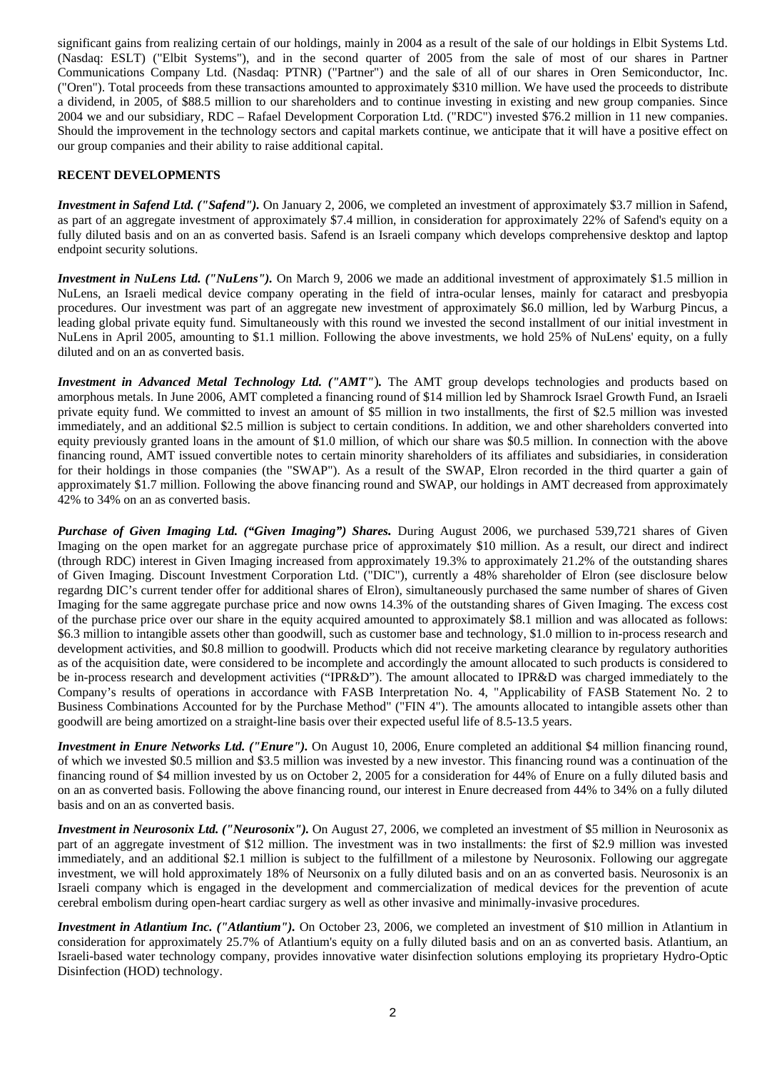significant gains from realizing certain of our holdings, mainly in 2004 as a result of the sale of our holdings in Elbit Systems Ltd. (Nasdaq: ESLT) ("Elbit Systems"), and in the second quarter of 2005 from the sale of most of our shares in Partner Communications Company Ltd. (Nasdaq: PTNR) ("Partner") and the sale of all of our shares in Oren Semiconductor, Inc. ("Oren"). Total proceeds from these transactions amounted to approximately $310 million. We have used the proceeds to distribute a dividend, in 2005, of $88.5 million to our shareholders and to continue investing in existing and new group companies. Since 2004 we and our subsidiary, RDC – Rafael Development Corporation Ltd. ("RDC") invested $76.2 million in 11 new companies. Should the improvement in the technology sectors and capital markets continue, we anticipate that it will have a positive effect on our group companies and their ability to raise additional capital.

## RECENT DEVELOPMENTS

***Investment in Safend Ltd. ("Safend").*** On January 2, 2006, we completed an investment of approximately $3.7 million in Safend, as part of an aggregate investment of approximately $7.4 million, in consideration for approximately 22% of Safend's equity on a fully diluted basis and on an as converted basis. Safend is an Israeli company which develops comprehensive desktop and laptop endpoint security solutions.

***Investment in NuLens Ltd. ("NuLens").*** On March 9, 2006 we made an additional investment of approximately $1.5 million in NuLens, an Israeli medical device company operating in the field of intra-ocular lenses, mainly for cataract and presbyopia procedures. Our investment was part of an aggregate new investment of approximately $6.0 million, led by Warburg Pincus, a leading global private equity fund. Simultaneously with this round we invested the second installment of our initial investment in NuLens in April 2005, amounting to $1.1 million. Following the above investments, we hold 25% of NuLens' equity, on a fully diluted and on an as converted basis.

***Investment in Advanced Metal Technology Ltd. ("AMT").*** The AMT group develops technologies and products based on amorphous metals. In June 2006, AMT completed a financing round of $14 million led by Shamrock Israel Growth Fund, an Israeli private equity fund. We committed to invest an amount of $5 million in two installments, the first of $2.5 million was invested immediately, and an additional $2.5 million is subject to certain conditions. In addition, we and other shareholders converted into equity previously granted loans in the amount of $1.0 million, of which our share was $0.5 million. In connection with the above financing round, AMT issued convertible notes to certain minority shareholders of its affiliates and subsidiaries, in consideration for their holdings in those companies (the "SWAP"). As a result of the SWAP, Elron recorded in the third quarter a gain of approximately $1.7 million. Following the above financing round and SWAP, our holdings in AMT decreased from approximately 42% to 34% on an as converted basis.

***Purchase of Given Imaging Ltd. ("Given Imaging") Shares.*** During August 2006, we purchased 539,721 shares of Given Imaging on the open market for an aggregate purchase price of approximately $10 million. As a result, our direct and indirect (through RDC) interest in Given Imaging increased from approximately 19.3% to approximately 21.2% of the outstanding shares of Given Imaging. Discount Investment Corporation Ltd. ("DIC"), currently a 48% shareholder of Elron (see disclosure below regardng DIC's current tender offer for additional shares of Elron), simultaneously purchased the same number of shares of Given Imaging for the same aggregate purchase price and now owns 14.3% of the outstanding shares of Given Imaging. The excess cost of the purchase price over our share in the equity acquired amounted to approximately $8.1 million and was allocated as follows: $6.3 million to intangible assets other than goodwill, such as customer base and technology, $1.0 million to in-process research and development activities, and $0.8 million to goodwill. Products which did not receive marketing clearance by regulatory authorities as of the acquisition date, were considered to be incomplete and accordingly the amount allocated to such products is considered to be in-process research and development activities ("IPR&D"). The amount allocated to IPR&D was charged immediately to the Company's results of operations in accordance with FASB Interpretation No. 4, "Applicability of FASB Statement No. 2 to Business Combinations Accounted for by the Purchase Method" ("FIN 4"). The amounts allocated to intangible assets other than goodwill are being amortized on a straight-line basis over their expected useful life of 8.5-13.5 years.

***Investment in Enure Networks Ltd. ("Enure").*** On August 10, 2006, Enure completed an additional $4 million financing round, of which we invested $0.5 million and $3.5 million was invested by a new investor. This financing round was a continuation of the financing round of $4 million invested by us on October 2, 2005 for a consideration for 44% of Enure on a fully diluted basis and on an as converted basis. Following the above financing round, our interest in Enure decreased from 44% to 34% on a fully diluted basis and on an as converted basis.

***Investment in Neurosonix Ltd. ("Neurosonix").*** On August 27, 2006, we completed an investment of $5 million in Neurosonix as part of an aggregate investment of $12 million. The investment was in two installments: the first of $2.9 million was invested immediately, and an additional $2.1 million is subject to the fulfillment of a milestone by Neurosonix. Following our aggregate investment, we will hold approximately 18% of Neursonix on a fully diluted basis and on an as converted basis. Neurosonix is an Israeli company which is engaged in the development and commercialization of medical devices for the prevention of acute cerebral embolism during open-heart cardiac surgery as well as other invasive and minimally-invasive procedures.

***Investment in Atlantium Inc. ("Atlantium").*** On October 23, 2006, we completed an investment of $10 million in Atlantium in consideration for approximately 25.7% of Atlantium's equity on a fully diluted basis and on an as converted basis. Atlantium, an Israeli-based water technology company, provides innovative water disinfection solutions employing its proprietary Hydro-Optic Disinfection (HOD) technology.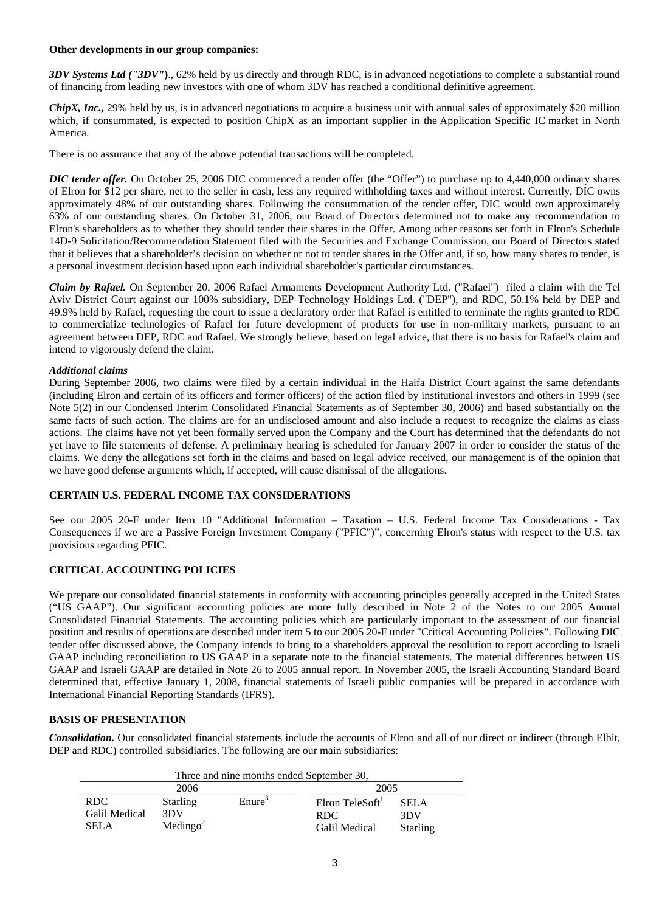**Other developments in our group companies:**

***3DV Systems Ltd ("3DV")***., 62% held by us directly and through RDC, is in advanced negotiations to complete a substantial round of financing from leading new investors with one of whom 3DV has reached a conditional definitive agreement.

***ChipX, Inc.,*** 29% held by us, is in advanced negotiations to acquire a business unit with annual sales of approximately $20 million which, if consummated, is expected to position ChipX as an important supplier in the Application Specific IC market in North America.

There is no assurance that any of the above potential transactions will be completed.

***DIC tender offer.*** On October 25, 2006 DIC commenced a tender offer (the "Offer") to purchase up to 4,440,000 ordinary shares of Elron for $12 per share, net to the seller in cash, less any required withholding taxes and without interest. Currently, DIC owns approximately 48% of our outstanding shares. Following the consummation of the tender offer, DIC would own approximately 63% of our outstanding shares. On October 31, 2006, our Board of Directors determined not to make any recommendation to Elron's shareholders as to whether they should tender their shares in the Offer. Among other reasons set forth in Elron's Schedule 14D-9 Solicitation/Recommendation Statement filed with the Securities and Exchange Commission, our Board of Directors stated that it believes that a shareholder's decision on whether or not to tender shares in the Offer and, if so, how many shares to tender, is a personal investment decision based upon each individual shareholder's particular circumstances.

***Claim by Rafael.*** On September 20, 2006 Rafael Armaments Development Authority Ltd. ("Rafael") filed a claim with the Tel Aviv District Court against our 100% subsidiary, DEP Technology Holdings Ltd. ("DEP"), and RDC, 50.1% held by DEP and 49.9% held by Rafael, requesting the court to issue a declaratory order that Rafael is entitled to terminate the rights granted to RDC to commercialize technologies of Rafael for future development of products for use in non-military markets, pursuant to an agreement between DEP, RDC and Rafael. We strongly believe, based on legal advice, that there is no basis for Rafael's claim and intend to vigorously defend the claim.

***Additional claims***

During September 2006, two claims were filed by a certain individual in the Haifa District Court against the same defendants (including Elron and certain of its officers and former officers) of the action filed by institutional investors and others in 1999 (see Note 5(2) in our Condensed Interim Consolidated Financial Statements as of September 30, 2006) and based substantially on the same facts of such action. The claims are for an undisclosed amount and also include a request to recognize the claims as class actions. The claims have not yet been formally served upon the Company and the Court has determined that the defendants do not yet have to file statements of defense. A preliminary hearing is scheduled for January 2007 in order to consider the status of the claims. We deny the allegations set forth in the claims and based on legal advice received, our management is of the opinion that we have good defense arguments which, if accepted, will cause dismissal of the allegations.

## CERTAIN U.S. FEDERAL INCOME TAX CONSIDERATIONS

See our 2005 20-F under Item 10 "Additional Information – Taxation – U.S. Federal Income Tax Considerations - Tax Consequences if we are a Passive Foreign Investment Company ("PFIC")", concerning Elron's status with respect to the U.S. tax provisions regarding PFIC.

## CRITICAL ACCOUNTING POLICIES

We prepare our consolidated financial statements in conformity with accounting principles generally accepted in the United States ("US GAAP"). Our significant accounting policies are more fully described in Note 2 of the Notes to our 2005 Annual Consolidated Financial Statements. The accounting policies which are particularly important to the assessment of our financial position and results of operations are described under item 5 to our 2005 20-F under "Critical Accounting Policies". Following DIC tender offer discussed above, the Company intends to bring to a shareholders approval the resolution to report according to Israeli GAAP including reconciliation to US GAAP in a separate note to the financial statements. The material differences between US GAAP and Israeli GAAP are detailed in Note 26 to 2005 annual report. In November 2005, the Israeli Accounting Standard Board determined that, effective January 1, 2008, financial statements of Israeli public companies will be prepared in accordance with International Financial Reporting Standards (IFRS).

## BASIS OF PRESENTATION

***Consolidation.*** Our consolidated financial statements include the accounts of Elron and all of our direct or indirect (through Elbit, DEP and RDC) controlled subsidiaries. The following are our main subsidiaries:

| Three and nine months ended September 30, | | | | |
|---|---|---|---|---|
| 2006 | | | 2005 | |
| RDC | Starling | Enure[3] | Elron TeleSoft[1] | SELA |
| Galil Medical | 3DV | | RDC | 3DV |
| SELA | Medingo[2] | | Galil Medical | Starling |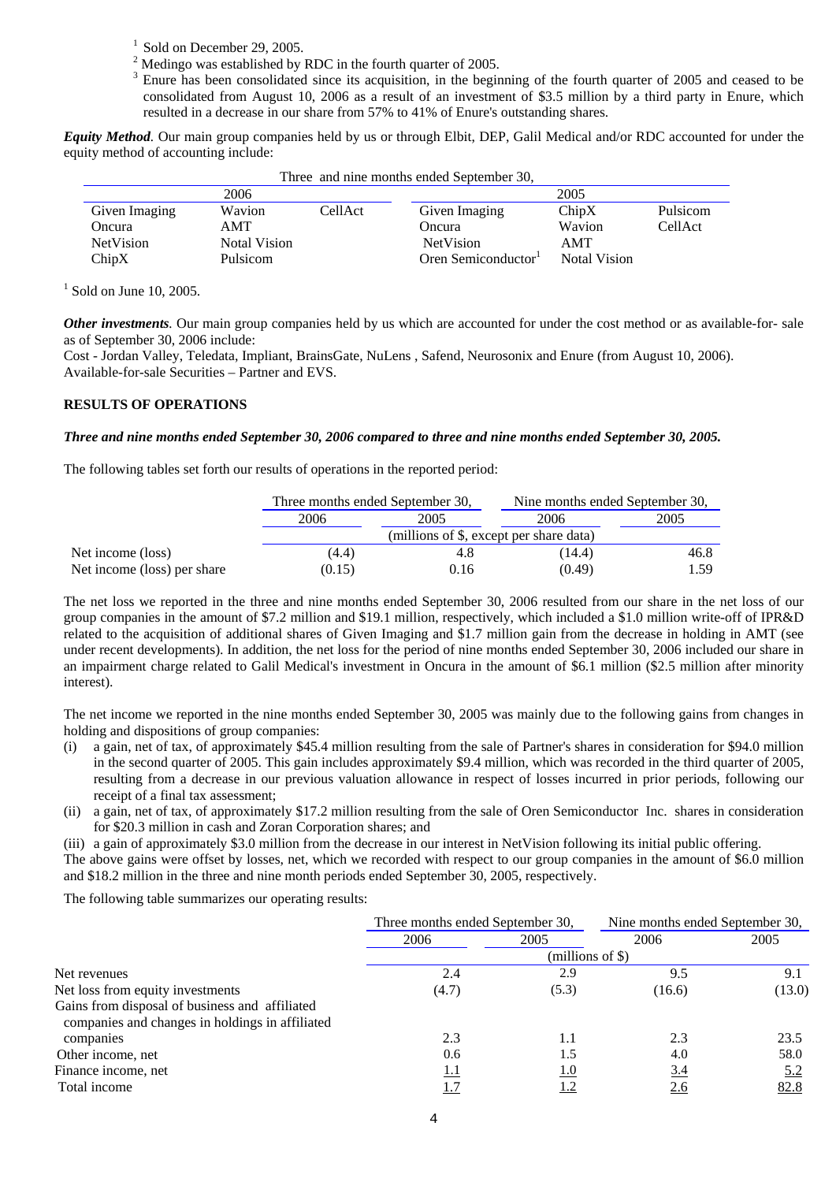[1] Sold on December 29, 2005.

[2] Medingo was established by RDC in the fourth quarter of 2005.

[3] Enure has been consolidated since its acquisition, in the beginning of the fourth quarter of 2005 and ceased to be consolidated from August 10, 2006 as a result of an investment of $3.5 million by a third party in Enure, which resulted in a decrease in our share from 57% to 41% of Enure's outstanding shares.

***Equity Method***. Our main group companies held by us or through Elbit, DEP, Galil Medical and/or RDC accounted for under the equity method of accounting include:

| Three and nine months ended September 30, | | | | | |
|---|---|---|---|---|---|
| 2006 | | | 2005 | | |
| Given Imaging | Wavion | CellAct | Given Imaging | ChipX | Pulsicom |
| Oncura | AMT | | Oncura | Wavion | CellAct |
| NetVision | Notal Vision | | NetVision | AMT | |
| ChipX | Pulsicom | | Oren Semiconductor[1] | Notal Vision | |

[1] Sold on June 10, 2005.

***Other investments***. Our main group companies held by us which are accounted for under the cost method or as available-for- sale as of September 30, 2006 include:

Cost - Jordan Valley, Teledata, Impliant, BrainsGate, NuLens , Safend, Neurosonix and Enure (from August 10, 2006).

Available-for-sale Securities – Partner and EVS.

**RESULTS OF OPERATIONS**

***Three and nine months ended September 30, 2006 compared to three and nine months ended September 30, 2005.***

The following tables set forth our results of operations in the reported period:

| | Three months ended September 30, | | Nine months ended September 30, | |
|---|---|---|---|---|
| | 2006 | 2005 | 2006 | 2005 |
| | (millions of $, except per share data) | | | |
| Net income (loss) | (4.4) | 4.8 | (14.4) | 46.8 |
| Net income (loss) per share | (0.15) | 0.16 | (0.49) | 1.59 |

The net loss we reported in the three and nine months ended September 30, 2006 resulted from our share in the net loss of our group companies in the amount of $7.2 million and $19.1 million, respectively, which included a $1.0 million write-off of IPR&D related to the acquisition of additional shares of Given Imaging and $1.7 million gain from the decrease in holding in AMT (see under recent developments). In addition, the net loss for the period of nine months ended September 30, 2006 included our share in an impairment charge related to Galil Medical's investment in Oncura in the amount of $6.1 million ($2.5 million after minority interest).

The net income we reported in the nine months ended September 30, 2005 was mainly due to the following gains from changes in holding and dispositions of group companies:

(i) a gain, net of tax, of approximately $45.4 million resulting from the sale of Partner's shares in consideration for $94.0 million in the second quarter of 2005. This gain includes approximately $9.4 million, which was recorded in the third quarter of 2005, resulting from a decrease in our previous valuation allowance in respect of losses incurred in prior periods, following our receipt of a final tax assessment;

(ii) a gain, net of tax, of approximately $17.2 million resulting from the sale of Oren Semiconductor Inc. shares in consideration for $20.3 million in cash and Zoran Corporation shares; and

(iii) a gain of approximately $3.0 million from the decrease in our interest in NetVision following its initial public offering.

The above gains were offset by losses, net, which we recorded with respect to our group companies in the amount of $6.0 million and $18.2 million in the three and nine month periods ended September 30, 2005, respectively.

The following table summarizes our operating results:

| | Three months ended September 30, | | Nine months ended September 30, | |
|---|---|---|---|---|
| | 2006 | 2005 | 2006 | 2005 |
| | (millions of $) | | | |
| Net revenues | 2.4 | 2.9 | 9.5 | 9.1 |
| Net loss from equity investments | (4.7) | (5.3) | (16.6) | (13.0) |
| Gains from disposal of business and affiliated companies and changes in holdings in affiliated companies | 2.3 | 1.1 | 2.3 | 23.5 |
| Other income, net | 0.6 | 1.5 | 4.0 | 58.0 |
| Finance income, net | 1.1 | 1.0 | 3.4 | 5.2 |
| Total income | 1.7 | 1.2 | 2.6 | 82.8 |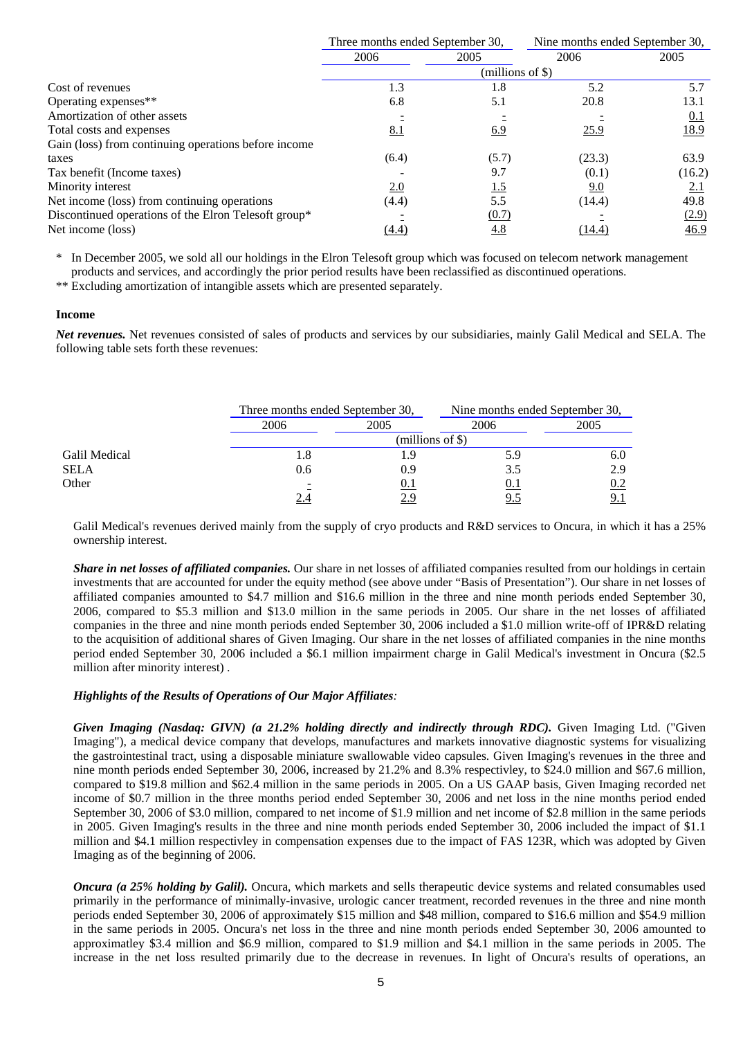| | Three months ended September 30, | | Nine months ended September 30, | |
|---|---|---|---|---|
| | 2006 | 2005 | 2006 | 2005 |
| | (millions of $) | | | |
| Cost of revenues | 1.3 | 1.8 | 5.2 | 5.7 |
| Operating expenses** | 6.8 | 5.1 | 20.8 | 13.1 |
| Amortization of other assets | - | - | - | 0.1 |
| Total costs and expenses | 8.1 | 6.9 | 25.9 | 18.9 |
| Gain (loss) from continuing operations before income taxes | (6.4) | (5.7) | (23.3) | 63.9 |
| Tax benefit (Income taxes) | - | 9.7 | (0.1) | (16.2) |
| Minority interest | 2.0 | 1.5 | 9.0 | 2.1 |
| Net income (loss) from continuing operations | (4.4) | 5.5 | (14.4) | 49.8 |
| Discontinued operations of the Elron Telesoft group* | - | (0.7) | - | (2.9) |
| Net income (loss) | (4.4) | 4.8 | (14.4) | 46.9 |

\* In December 2005, we sold all our holdings in the Elron Telesoft group which was focused on telecom network management products and services, and accordingly the prior period results have been reclassified as discontinued operations.

** Excluding amortization of intangible assets which are presented separately.

#### Income

***Net revenues.*** Net revenues consisted of sales of products and services by our subsidiaries, mainly Galil Medical and SELA. The following table sets forth these revenues:

| | Three months ended September 30, | | Nine months ended September 30, | |
|---|---|---|---|---|
| | 2006 | 2005 | 2006 | 2005 |
| | (millions of $) | | | |
| Galil Medical | 1.8 | 1.9 | 5.9 | 6.0 |
| SELA | 0.6 | 0.9 | 3.5 | 2.9 |
| Other | - | 0.1 | 0.1 | 0.2 |
| | 2.4 | 2.9 | 9.5 | 9.1 |

Galil Medical's revenues derived mainly from the supply of cryo products and R&D services to Oncura, in which it has a 25% ownership interest.

***Share in net losses of affiliated companies.*** Our share in net losses of affiliated companies resulted from our holdings in certain investments that are accounted for under the equity method (see above under "Basis of Presentation"). Our share in net losses of affiliated companies amounted to $4.7 million and $16.6 million in the three and nine month periods ended September 30, 2006, compared to $5.3 million and $13.0 million in the same periods in 2005. Our share in the net losses of affiliated companies in the three and nine month periods ended September 30, 2006 included a $1.0 million write-off of IPR&D relating to the acquisition of additional shares of Given Imaging. Our share in the net losses of affiliated companies in the nine months period ended September 30, 2006 included a $6.1 million impairment charge in Galil Medical's investment in Oncura ($2.5 million after minority interest) .

#### *Highlights of the Results of Operations of Our Major Affiliates:*

***Given Imaging (Nasdaq: GIVN) (a 21.2% holding directly and indirectly through RDC).*** Given Imaging Ltd. ("Given Imaging"), a medical device company that develops, manufactures and markets innovative diagnostic systems for visualizing the gastrointestinal tract, using a disposable miniature swallowable video capsules. Given Imaging's revenues in the three and nine month periods ended September 30, 2006, increased by 21.2% and 8.3% respectivley, to $24.0 million and $67.6 million, compared to $19.8 million and $62.4 million in the same periods in 2005. On a US GAAP basis, Given Imaging recorded net income of $0.7 million in the three months period ended September 30, 2006 and net loss in the nine months period ended September 30, 2006 of $3.0 million, compared to net income of $1.9 million and net income of $2.8 million in the same periods in 2005. Given Imaging's results in the three and nine month periods ended September 30, 2006 included the impact of $1.1 million and $4.1 million respectivley in compensation expenses due to the impact of FAS 123R, which was adopted by Given Imaging as of the beginning of 2006.

***Oncura (a 25% holding by Galil).*** Oncura, which markets and sells therapeutic device systems and related consumables used primarily in the performance of minimally-invasive, urologic cancer treatment, recorded revenues in the three and nine month periods ended September 30, 2006 of approximately $15 million and $48 million, compared to $16.6 million and $54.9 million in the same periods in 2005. Oncura's net loss in the three and nine month periods ended September 30, 2006 amounted to approximatley $3.4 million and $6.9 million, compared to $1.9 million and $4.1 million in the same periods in 2005. The increase in the net loss resulted primarily due to the decrease in revenues. In light of Oncura's results of operations, an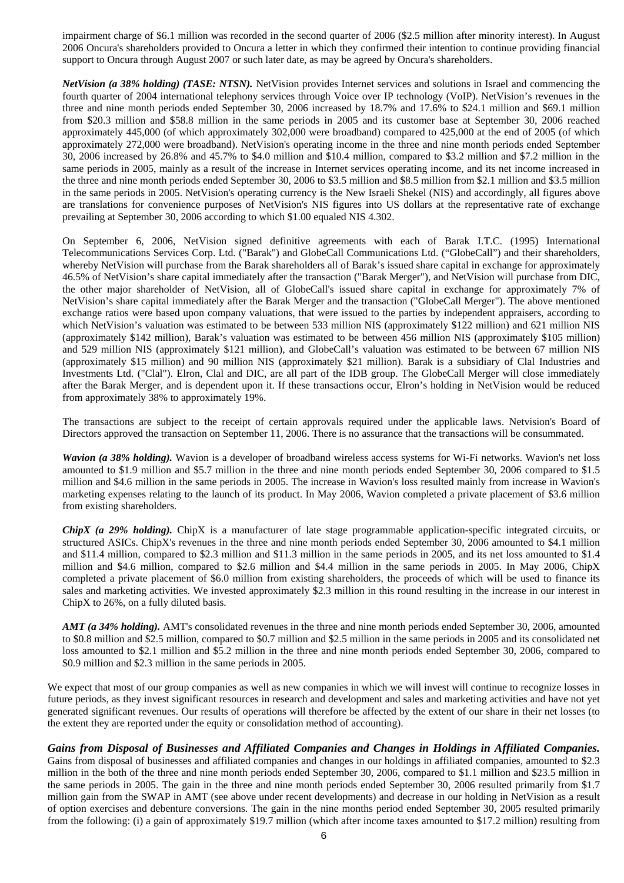impairment charge of $6.1 million was recorded in the second quarter of 2006 ($2.5 million after minority interest). In August 2006 Oncura's shareholders provided to Oncura a letter in which they confirmed their intention to continue providing financial support to Oncura through August 2007 or such later date, as may be agreed by Oncura's shareholders.

***NetVision (a 38% holding) (TASE: NTSN).*** NetVision provides Internet services and solutions in Israel and commencing the fourth quarter of 2004 international telephony services through Voice over IP technology (VoIP). NetVision's revenues in the three and nine month periods ended September 30, 2006 increased by 18.7% and 17.6% to $24.1 million and $69.1 million from $20.3 million and $58.8 million in the same periods in 2005 and its customer base at September 30, 2006 reached approximately 445,000 (of which approximately 302,000 were broadband) compared to 425,000 at the end of 2005 (of which approximately 272,000 were broadband). NetVision's operating income in the three and nine month periods ended September 30, 2006 increased by 26.8% and 45.7% to $4.0 million and $10.4 million, compared to $3.2 million and $7.2 million in the same periods in 2005, mainly as a result of the increase in Internet services operating income, and its net income increased in the three and nine month periods ended September 30, 2006 to $3.5 million and $8.5 million from $2.1 million and $3.5 million in the same periods in 2005. NetVision's operating currency is the New Israeli Shekel (NIS) and accordingly, all figures above are translations for convenience purposes of NetVision's NIS figures into US dollars at the representative rate of exchange prevailing at September 30, 2006 according to which $1.00 equaled NIS 4.302.

On September 6, 2006, NetVision signed definitive agreements with each of Barak I.T.C. (1995) International Telecommunications Services Corp. Ltd. ("Barak") and GlobeCall Communications Ltd. ("GlobeCall") and their shareholders, whereby NetVision will purchase from the Barak shareholders all of Barak's issued share capital in exchange for approximately 46.5% of NetVision's share capital immediately after the transaction ("Barak Merger"), and NetVision will purchase from DIC, the other major shareholder of NetVision, all of GlobeCall's issued share capital in exchange for approximately 7% of NetVision's share capital immediately after the Barak Merger and the transaction ("GlobeCall Merger"). The above mentioned exchange ratios were based upon company valuations, that were issued to the parties by independent appraisers, according to which NetVision's valuation was estimated to be between 533 million NIS (approximately $122 million) and 621 million NIS (approximately $142 million), Barak's valuation was estimated to be between 456 million NIS (approximately $105 million) and 529 million NIS (approximately $121 million), and GlobeCall's valuation was estimated to be between 67 million NIS (approximately $15 million) and 90 million NIS (approximately $21 million). Barak is a subsidiary of Clal Industries and Investments Ltd. ("Clal"). Elron, Clal and DIC, are all part of the IDB group. The GlobeCall Merger will close immediately after the Barak Merger, and is dependent upon it. If these transactions occur, Elron's holding in NetVision would be reduced from approximately 38% to approximately 19%.

The transactions are subject to the receipt of certain approvals required under the applicable laws. Netvision's Board of Directors approved the transaction on September 11, 2006. There is no assurance that the transactions will be consummated.

***Wavion (a 38% holding).*** Wavion is a developer of broadband wireless access systems for Wi-Fi networks. Wavion's net loss amounted to $1.9 million and $5.7 million in the three and nine month periods ended September 30, 2006 compared to $1.5 million and $4.6 million in the same periods in 2005. The increase in Wavion's loss resulted mainly from increase in Wavion's marketing expenses relating to the launch of its product. In May 2006, Wavion completed a private placement of $3.6 million from existing shareholders.

***ChipX (a 29% holding).*** ChipX is a manufacturer of late stage programmable application-specific integrated circuits, or structured ASICs. ChipX's revenues in the three and nine month periods ended September 30, 2006 amounted to $4.1 million and $11.4 million, compared to $2.3 million and $11.3 million in the same periods in 2005, and its net loss amounted to $1.4 million and $4.6 million, compared to $2.6 million and $4.4 million in the same periods in 2005. In May 2006, ChipX completed a private placement of $6.0 million from existing shareholders, the proceeds of which will be used to finance its sales and marketing activities. We invested approximately $2.3 million in this round resulting in the increase in our interest in ChipX to 26%, on a fully diluted basis.

***AMT (a 34% holding).*** AMT's consolidated revenues in the three and nine month periods ended September 30, 2006, amounted to $0.8 million and $2.5 million, compared to $0.7 million and $2.5 million in the same periods in 2005 and its consolidated net loss amounted to $2.1 million and $5.2 million in the three and nine month periods ended September 30, 2006, compared to $0.9 million and $2.3 million in the same periods in 2005.

We expect that most of our group companies as well as new companies in which we will invest will continue to recognize losses in future periods, as they invest significant resources in research and development and sales and marketing activities and have not yet generated significant revenues. Our results of operations will therefore be affected by the extent of our share in their net losses (to the extent they are reported under the equity or consolidation method of accounting).

***Gains from Disposal of Businesses and Affiliated Companies and Changes in Holdings in Affiliated Companies.*** Gains from disposal of businesses and affiliated companies and changes in our holdings in affiliated companies, amounted to $2.3 million in the both of the three and nine month periods ended September 30, 2006, compared to $1.1 million and $23.5 million in the same periods in 2005. The gain in the three and nine month periods ended September 30, 2006 resulted primarily from $1.7 million gain from the SWAP in AMT (see above under recent developments) and decrease in our holding in NetVision as a result of option exercises and debenture conversions. The gain in the nine months period ended September 30, 2005 resulted primarily from the following: (i) a gain of approximately $19.7 million (which after income taxes amounted to $17.2 million) resulting from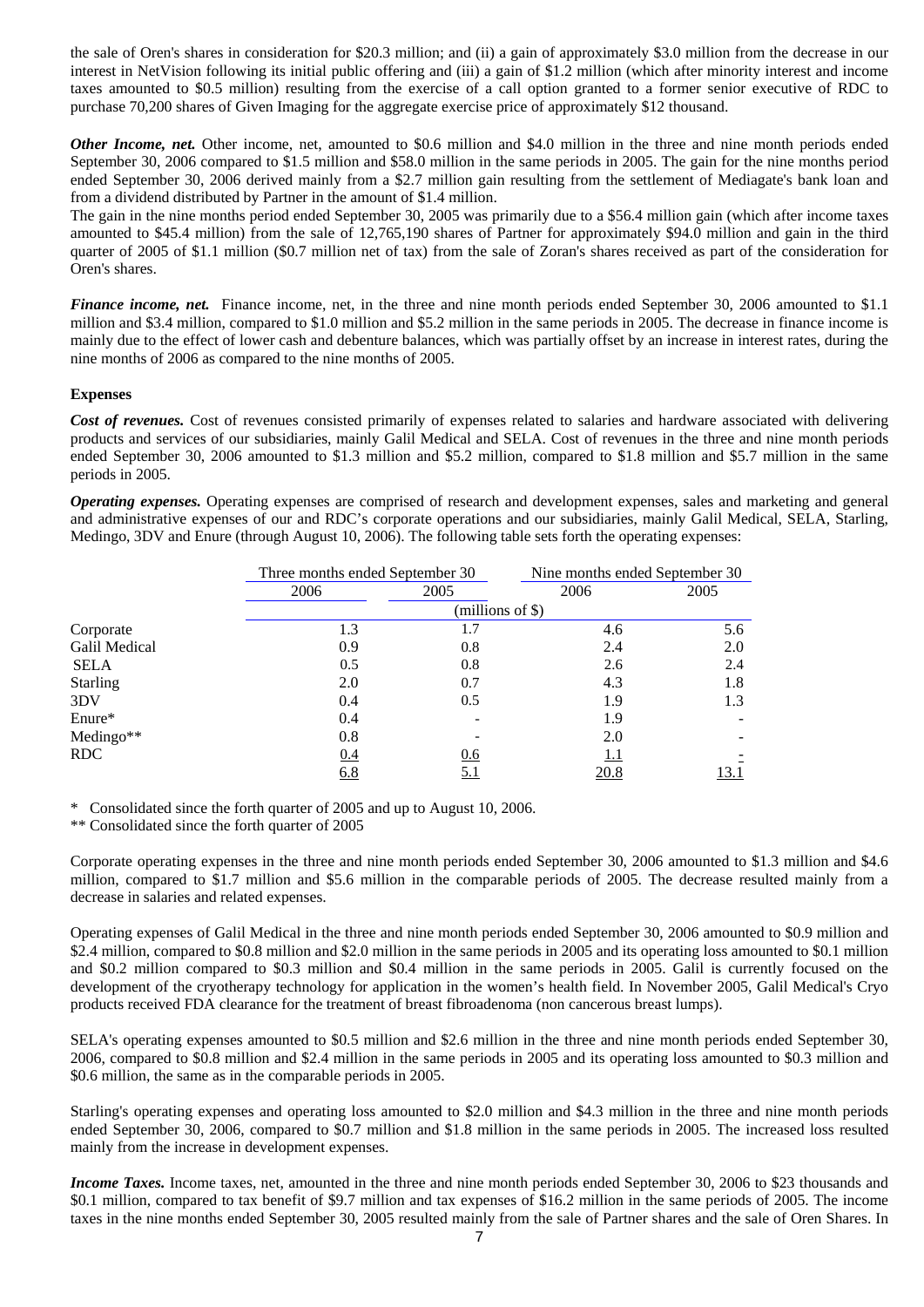the sale of Oren's shares in consideration for \$20.3 million; and (ii) a gain of approximately \$3.0 million from the decrease in our interest in NetVision following its initial public offering and (iii) a gain of \$1.2 million (which after minority interest and income taxes amounted to \$0.5 million) resulting from the exercise of a call option granted to a former senior executive of RDC to purchase 70,200 shares of Given Imaging for the aggregate exercise price of approximately \$12 thousand.

***Other Income, net.*** Other income, net, amounted to \$0.6 million and \$4.0 million in the three and nine month periods ended September 30, 2006 compared to \$1.5 million and \$58.0 million in the same periods in 2005. The gain for the nine months period ended September 30, 2006 derived mainly from a \$2.7 million gain resulting from the settlement of Mediagate's bank loan and from a dividend distributed by Partner in the amount of \$1.4 million.

The gain in the nine months period ended September 30, 2005 was primarily due to a \$56.4 million gain (which after income taxes amounted to \$45.4 million) from the sale of 12,765,190 shares of Partner for approximately \$94.0 million and gain in the third quarter of 2005 of \$1.1 million (\$0.7 million net of tax) from the sale of Zoran's shares received as part of the consideration for Oren's shares.

***Finance income, net.*** Finance income, net, in the three and nine month periods ended September 30, 2006 amounted to \$1.1 million and \$3.4 million, compared to \$1.0 million and \$5.2 million in the same periods in 2005. The decrease in finance income is mainly due to the effect of lower cash and debenture balances, which was partially offset by an increase in interest rates, during the nine months of 2006 as compared to the nine months of 2005.

**Expenses**

***Cost of revenues.*** Cost of revenues consisted primarily of expenses related to salaries and hardware associated with delivering products and services of our subsidiaries, mainly Galil Medical and SELA. Cost of revenues in the three and nine month periods ended September 30, 2006 amounted to \$1.3 million and \$5.2 million, compared to \$1.8 million and \$5.7 million in the same periods in 2005.

***Operating expenses.*** Operating expenses are comprised of research and development expenses, sales and marketing and general and administrative expenses of our and RDC's corporate operations and our subsidiaries, mainly Galil Medical, SELA, Starling, Medingo, 3DV and Enure (through August 10, 2006). The following table sets forth the operating expenses:

| | Three months ended September 30 | | Nine months ended September 30 | |
|---|---|---|---|---|
| | 2006 | 2005 | 2006 | 2005 |
| | (millions of \$) | | | |
| Corporate | 1.3 | 1.7 | 4.6 | 5.6 |
| Galil Medical | 0.9 | 0.8 | 2.4 | 2.0 |
| SELA | 0.5 | 0.8 | 2.6 | 2.4 |
| Starling | 2.0 | 0.7 | 4.3 | 1.8 |
| 3DV | 0.4 | 0.5 | 1.9 | 1.3 |
| Enure* | 0.4 | - | 1.9 | - |
| Medingo** | 0.8 | - | 2.0 | - |
| RDC | 0.4 | 0.6 | 1.1 | - |
| | 6.8 | 5.1 | 20.8 | 13.1 |

\* Consolidated since the forth quarter of 2005 and up to August 10, 2006.

\*\* Consolidated since the forth quarter of 2005

Corporate operating expenses in the three and nine month periods ended September 30, 2006 amounted to \$1.3 million and \$4.6 million, compared to \$1.7 million and \$5.6 million in the comparable periods of 2005. The decrease resulted mainly from a decrease in salaries and related expenses.

Operating expenses of Galil Medical in the three and nine month periods ended September 30, 2006 amounted to \$0.9 million and \$2.4 million, compared to \$0.8 million and \$2.0 million in the same periods in 2005 and its operating loss amounted to \$0.1 million and \$0.2 million compared to \$0.3 million and \$0.4 million in the same periods in 2005. Galil is currently focused on the development of the cryotherapy technology for application in the women's health field. In November 2005, Galil Medical's Cryo products received FDA clearance for the treatment of breast fibroadenoma (non cancerous breast lumps).

SELA's operating expenses amounted to \$0.5 million and \$2.6 million in the three and nine month periods ended September 30, 2006, compared to \$0.8 million and \$2.4 million in the same periods in 2005 and its operating loss amounted to \$0.3 million and \$0.6 million, the same as in the comparable periods in 2005.

Starling's operating expenses and operating loss amounted to \$2.0 million and \$4.3 million in the three and nine month periods ended September 30, 2006, compared to \$0.7 million and \$1.8 million in the same periods in 2005. The increased loss resulted mainly from the increase in development expenses.

***Income Taxes.*** Income taxes, net, amounted in the three and nine month periods ended September 30, 2006 to \$23 thousands and \$0.1 million, compared to tax benefit of \$9.7 million and tax expenses of \$16.2 million in the same periods of 2005. The income taxes in the nine months ended September 30, 2005 resulted mainly from the sale of Partner shares and the sale of Oren Shares. In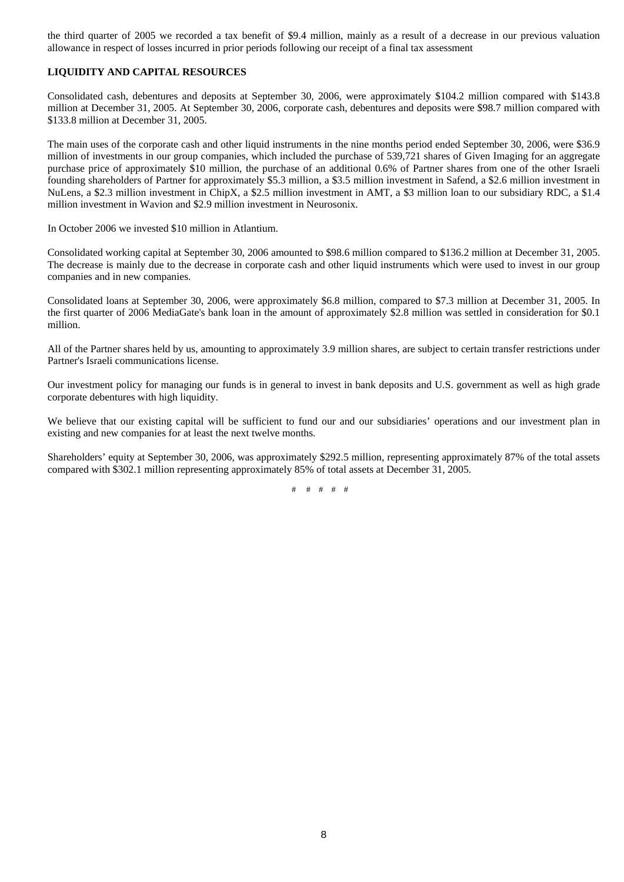the third quarter of 2005 we recorded a tax benefit of $9.4 million, mainly as a result of a decrease in our previous valuation allowance in respect of losses incurred in prior periods following our receipt of a final tax assessment

**LIQUIDITY AND CAPITAL RESOURCES**

Consolidated cash, debentures and deposits at September 30, 2006, were approximately $104.2 million compared with $143.8 million at December 31, 2005. At September 30, 2006, corporate cash, debentures and deposits were $98.7 million compared with $133.8 million at December 31, 2005.

The main uses of the corporate cash and other liquid instruments in the nine months period ended September 30, 2006, were $36.9 million of investments in our group companies, which included the purchase of 539,721 shares of Given Imaging for an aggregate purchase price of approximately $10 million, the purchase of an additional 0.6% of Partner shares from one of the other Israeli founding shareholders of Partner for approximately $5.3 million, a $3.5 million investment in Safend, a $2.6 million investment in NuLens, a $2.3 million investment in ChipX, a $2.5 million investment in AMT, a $3 million loan to our subsidiary RDC, a $1.4 million investment in Wavion and $2.9 million investment in Neurosonix.

In October 2006 we invested $10 million in Atlantium.

Consolidated working capital at September 30, 2006 amounted to $98.6 million compared to $136.2 million at December 31, 2005. The decrease is mainly due to the decrease in corporate cash and other liquid instruments which were used to invest in our group companies and in new companies.

Consolidated loans at September 30, 2006, were approximately $6.8 million, compared to $7.3 million at December 31, 2005. In the first quarter of 2006 MediaGate's bank loan in the amount of approximately $2.8 million was settled in consideration for $0.1 million.

All of the Partner shares held by us, amounting to approximately 3.9 million shares, are subject to certain transfer restrictions under Partner's Israeli communications license.

Our investment policy for managing our funds is in general to invest in bank deposits and U.S. government as well as high grade corporate debentures with high liquidity.

We believe that our existing capital will be sufficient to fund our and our subsidiaries' operations and our investment plan in existing and new companies for at least the next twelve months.

Shareholders' equity at September 30, 2006, was approximately $292.5 million, representing approximately 87% of the total assets compared with $302.1 million representing approximately 85% of total assets at December 31, 2005.

# # # # #